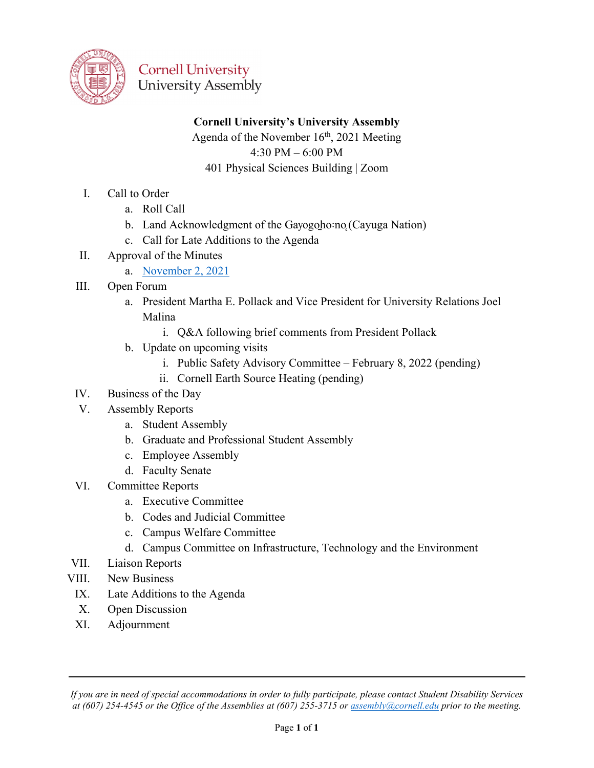Cornell University
University Assembly

**Cornell University's University Assembly**

Agenda of the November 16th, 2021 Meeting

4:30 PM – 6:00 PM

401 Physical Sciences Building | Zoom

I. Call to Order
   a. Roll Call
   b. Land Acknowledgment of the Gayogo̱hó꞉nǫ (Cayuga Nation)
   c. Call for Late Additions to the Agenda

II. Approval of the Minutes
   a. November 2, 2021

III. Open Forum
   a. President Martha E. Pollack and Vice President for University Relations Joel Malina
      i. Q&A following brief comments from President Pollack
   b. Update on upcoming visits
      i. Public Safety Advisory Committee – February 8, 2022 (pending)
      ii. Cornell Earth Source Heating (pending)

IV. Business of the Day

V. Assembly Reports
   a. Student Assembly
   b. Graduate and Professional Student Assembly
   c. Employee Assembly
   d. Faculty Senate

VI. Committee Reports
   a. Executive Committee
   b. Codes and Judicial Committee
   c. Campus Welfare Committee
   d. Campus Committee on Infrastructure, Technology and the Environment

VII. Liaison Reports

VIII. New Business

IX. Late Additions to the Agenda

X. Open Discussion

XI. Adjournment

---

*If you are in need of special accommodations in order to fully participate, please contact Student Disability Services at (607) 254-4545 or the Office of the Assemblies at (607) 255-3715 or assembly@cornell.edu prior to the meeting.*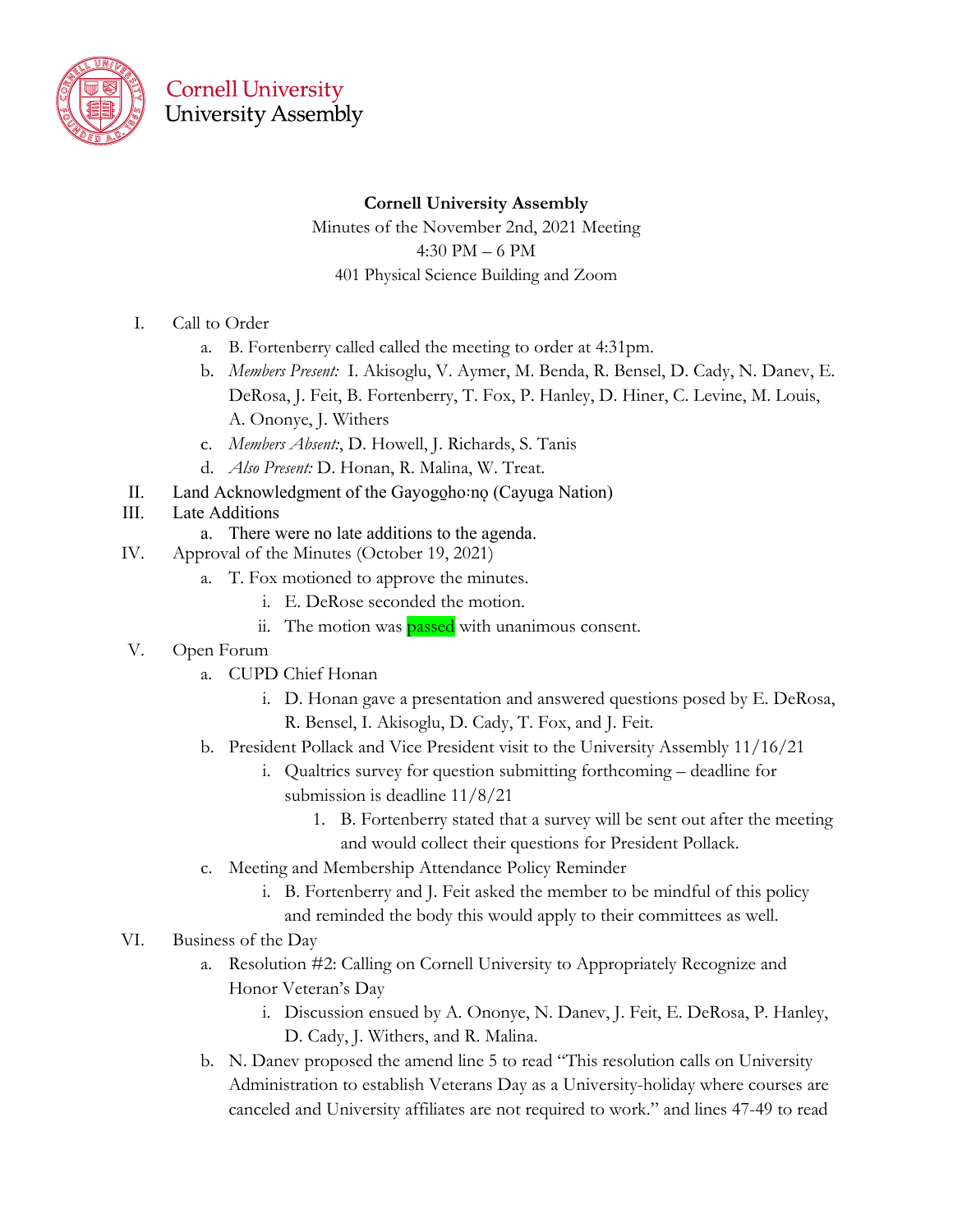Cornell University
University Assembly

**Cornell University Assembly**

Minutes of the November 2nd, 2021 Meeting

4:30 PM – 6 PM

401 Physical Science Building and Zoom

I. Call to Order
   a. B. Fortenberry called called the meeting to order at 4:31pm.
   b. *Members Present:* I. Akisoglu, V. Aymer, M. Benda, R. Bensel, D. Cady, N. Danev, E. DeRosa, J. Feit, B. Fortenberry, T. Fox, P. Hanley, D. Hiner, C. Levine, M. Louis, A. Ononye, J. Withers
   c. *Members Absent:*, D. Howell, J. Richards, S. Tanis
   d. *Also Present:* D. Honan, R. Malina, W. Treat.

II. Land Acknowledgment of the Gayogo̱ho:nǫ (Cayuga Nation)

III. Late Additions
   a. There were no late additions to the agenda.

IV. Approval of the Minutes (October 19, 2021)
   a. T. Fox motioned to approve the minutes.
      i. E. DeRose seconded the motion.
      ii. The motion was passed with unanimous consent.

V. Open Forum
   a. CUPD Chief Honan
      i. D. Honan gave a presentation and answered questions posed by E. DeRosa, R. Bensel, I. Akisoglu, D. Cady, T. Fox, and J. Feit.
   b. President Pollack and Vice President visit to the University Assembly 11/16/21
      i. Qualtrics survey for question submitting forthcoming – deadline for submission is deadline 11/8/21
         1. B. Fortenberry stated that a survey will be sent out after the meeting and would collect their questions for President Pollack.
   c. Meeting and Membership Attendance Policy Reminder
      i. B. Fortenberry and J. Feit asked the member to be mindful of this policy and reminded the body this would apply to their committees as well.

VI. Business of the Day
   a. Resolution #2: Calling on Cornell University to Appropriately Recognize and Honor Veteran's Day
      i. Discussion ensued by A. Ononye, N. Danev, J. Feit, E. DeRosa, P. Hanley, D. Cady, J. Withers, and R. Malina.
   b. N. Danev proposed the amend line 5 to read "This resolution calls on University Administration to establish Veterans Day as a University-holiday where courses are canceled and University affiliates are not required to work." and lines 47-49 to read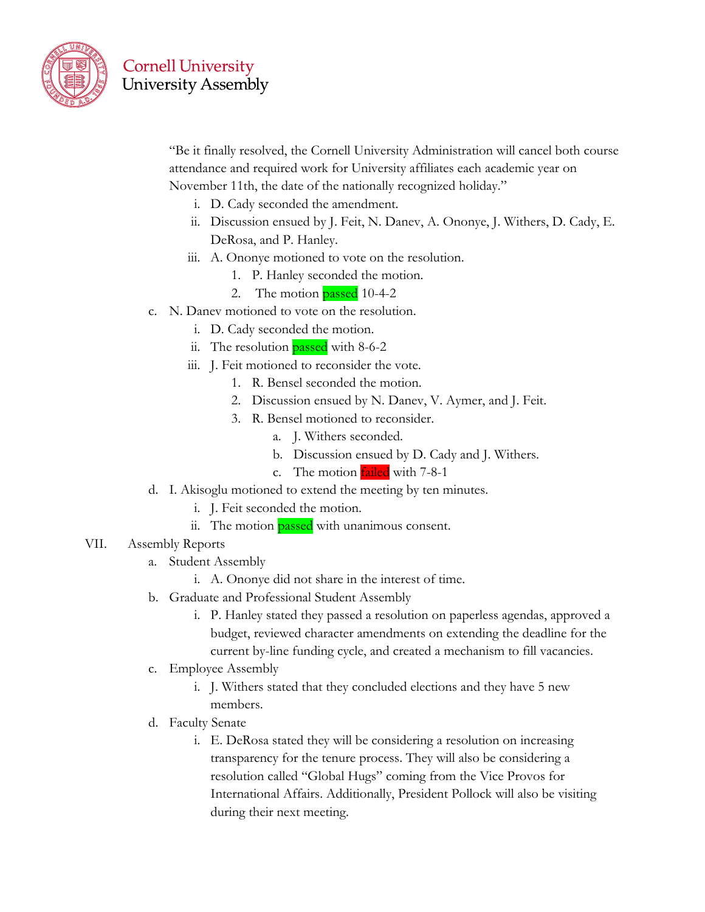"Be it finally resolved, the Cornell University Administration will cancel both course attendance and required work for University affiliates each academic year on November 11th, the date of the nationally recognized holiday."

   i. D. Cady seconded the amendment.
   ii. Discussion ensued by J. Feit, N. Danev, A. Ononye, J. Withers, D. Cady, E. DeRosa, and P. Hanley.
   iii. A. Ononye motioned to vote on the resolution.
      1. P. Hanley seconded the motion.
      2. The motion passed 10-4-2

c. N. Danev motioned to vote on the resolution.
   i. D. Cady seconded the motion.
   ii. The resolution passed with 8-6-2
   iii. J. Feit motioned to reconsider the vote.
      1. R. Bensel seconded the motion.
      2. Discussion ensued by N. Danev, V. Aymer, and J. Feit.
      3. R. Bensel motioned to reconsider.
         a. J. Withers seconded.
         b. Discussion ensued by D. Cady and J. Withers.
         c. The motion failed with 7-8-1

d. I. Akisoglu motioned to extend the meeting by ten minutes.
   i. J. Feit seconded the motion.
   ii. The motion passed with unanimous consent.

VII. Assembly Reports

a. Student Assembly
   i. A. Ononye did not share in the interest of time.

b. Graduate and Professional Student Assembly
   i. P. Hanley stated they passed a resolution on paperless agendas, approved a budget, reviewed character amendments on extending the deadline for the current by-line funding cycle, and created a mechanism to fill vacancies.

c. Employee Assembly
   i. J. Withers stated that they concluded elections and they have 5 new members.

d. Faculty Senate
   i. E. DeRosa stated they will be considering a resolution on increasing transparency for the tenure process. They will also be considering a resolution called "Global Hugs" coming from the Vice Provos for International Affairs. Additionally, President Pollock will also be visiting during their next meeting.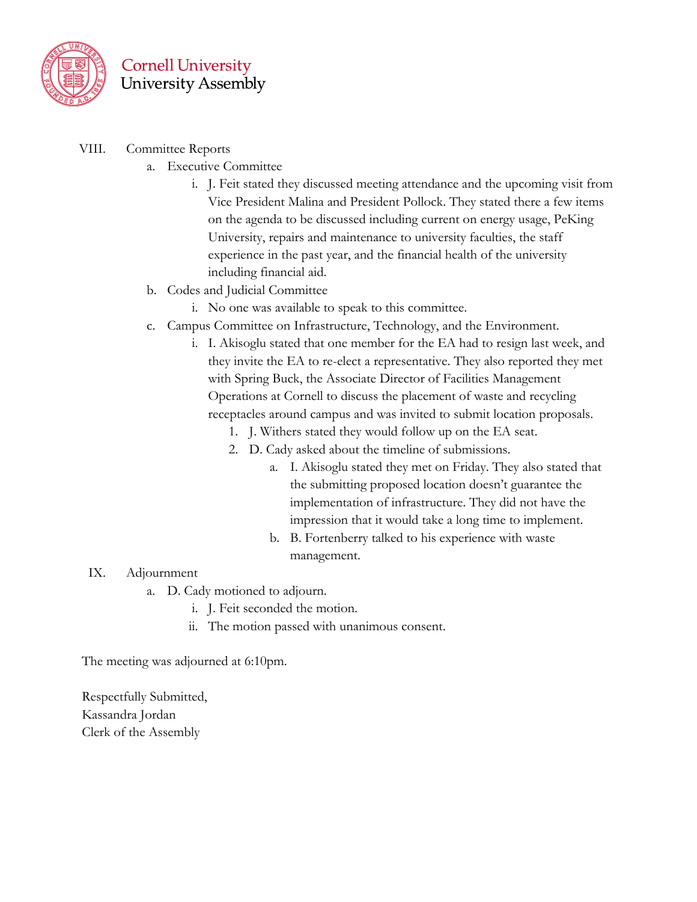Cornell University
University Assembly

VIII. Committee Reports
   a. Executive Committee
      i. J. Feit stated they discussed meeting attendance and the upcoming visit from Vice President Malina and President Pollock. They stated there a few items on the agenda to be discussed including current on energy usage, PeKing University, repairs and maintenance to university faculties, the staff experience in the past year, and the financial health of the university including financial aid.
   b. Codes and Judicial Committee
      i. No one was available to speak to this committee.
   c. Campus Committee on Infrastructure, Technology, and the Environment.
      i. I. Akisoglu stated that one member for the EA had to resign last week, and they invite the EA to re-elect a representative. They also reported they met with Spring Buck, the Associate Director of Facilities Management Operations at Cornell to discuss the placement of waste and recycling receptacles around campus and was invited to submit location proposals.
         1. J. Withers stated they would follow up on the EA seat.
         2. D. Cady asked about the timeline of submissions.
            a. I. Akisoglu stated they met on Friday. They also stated that the submitting proposed location doesn't guarantee the implementation of infrastructure. They did not have the impression that it would take a long time to implement.
            b. B. Fortenberry talked to his experience with waste management.

IX. Adjournment
   a. D. Cady motioned to adjourn.
      i. J. Feit seconded the motion.
      ii. The motion passed with unanimous consent.

The meeting was adjourned at 6:10pm.

Respectfully Submitted,
Kassandra Jordan
Clerk of the Assembly